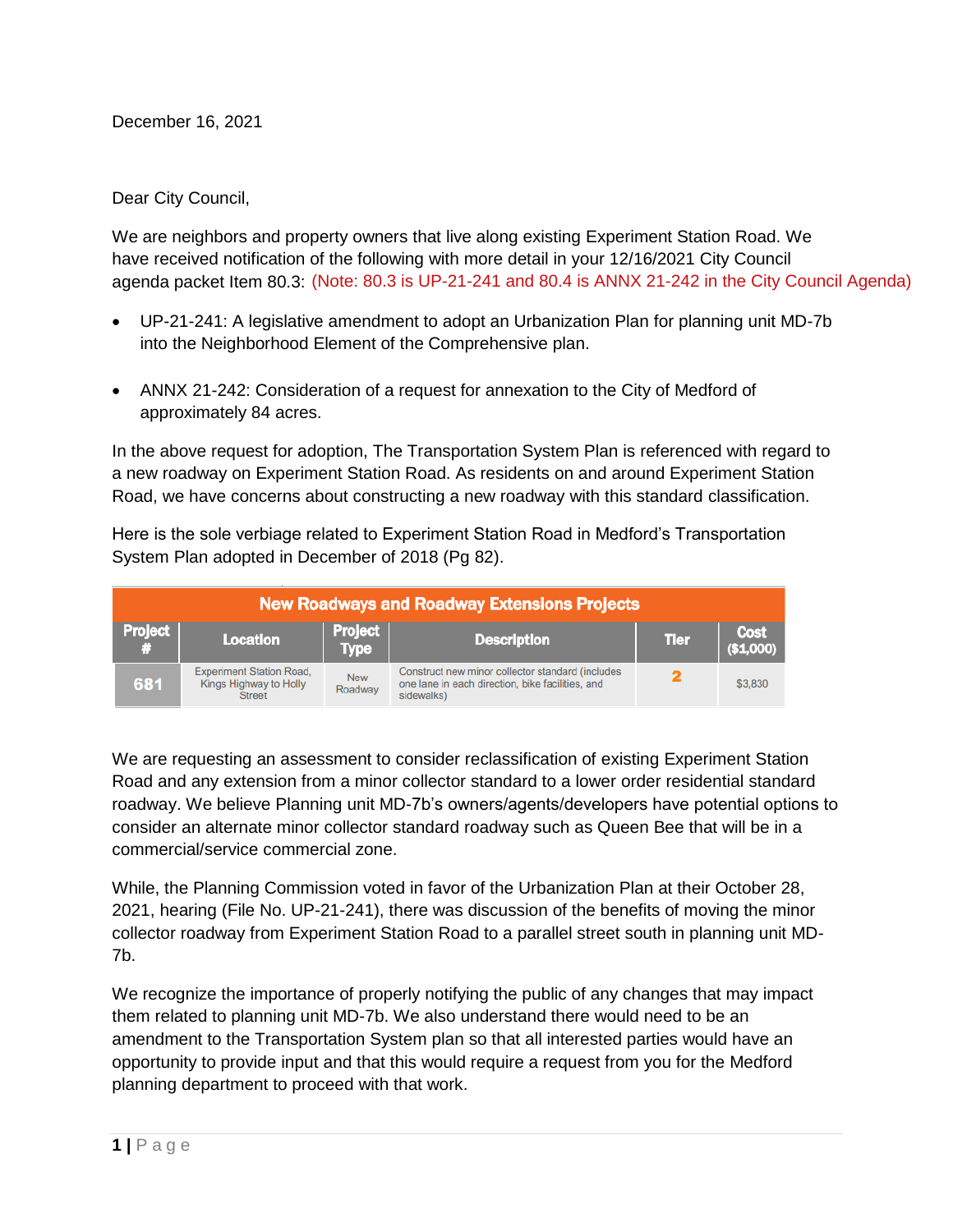December 16, 2021

Dear City Council,

We are neighbors and property owners that live along existing Experiment Station Road. We have received notification of the following with more detail in your 12/16/2021 City Council agenda packet Item 80.3: (Note: 80.3 is UP-21-241 and 80.4 is ANNX 21-242 in the City Council Agenda)

- UP-21-241: A legislative amendment to adopt an Urbanization Plan for planning unit MD-7b into the Neighborhood Element of the Comprehensive plan.
- ANNX 21-242: Consideration of a request for annexation to the City of Medford of approximately 84 acres.

In the above request for adoption, The Transportation System Plan is referenced with regard to a new roadway on Experiment Station Road. As residents on and around Experiment Station Road, we have concerns about constructing a new roadway with this standard classification.

Here is the sole verbiage related to Experiment Station Road in Medford's Transportation System Plan adopted in December of 2018 (Pg 82).

| New Roadways and Roadway Extensions Projects | | | | | |
|---|---|---|---|---|---|
| Project # | Location | Project Type | Description | Tier | Cost ($1,000) |
| 681 | Experiment Station Road, Kings Highway to Holly Street | New Roadway | Construct new minor collector standard (includes one lane in each direction, bike facilities, and sidewalks) | 2 | $3,830 |

We are requesting an assessment to consider reclassification of existing Experiment Station Road and any extension from a minor collector standard to a lower order residential standard roadway. We believe Planning unit MD-7b's owners/agents/developers have potential options to consider an alternate minor collector standard roadway such as Queen Bee that will be in a commercial/service commercial zone.

While, the Planning Commission voted in favor of the Urbanization Plan at their October 28, 2021, hearing (File No. UP-21-241), there was discussion of the benefits of moving the minor collector roadway from Experiment Station Road to a parallel street south in planning unit MD-7b.

We recognize the importance of properly notifying the public of any changes that may impact them related to planning unit MD-7b. We also understand there would need to be an amendment to the Transportation System plan so that all interested parties would have an opportunity to provide input and that this would require a request from you for the Medford planning department to proceed with that work.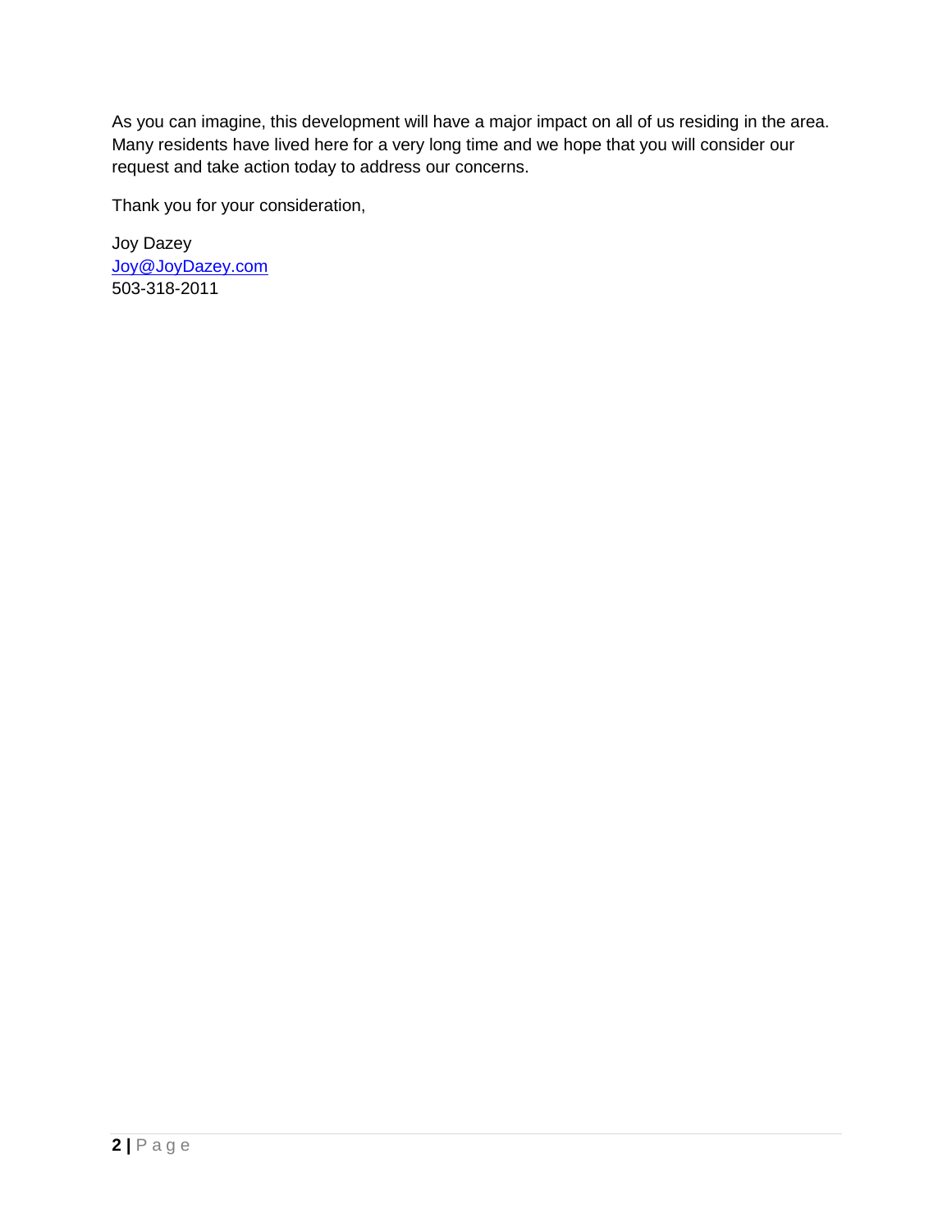As you can imagine, this development will have a major impact on all of us residing in the area. Many residents have lived here for a very long time and we hope that you will consider our request and take action today to address our concerns.

Thank you for your consideration,

Joy Dazey
Joy@JoyDazey.com
503-318-2011